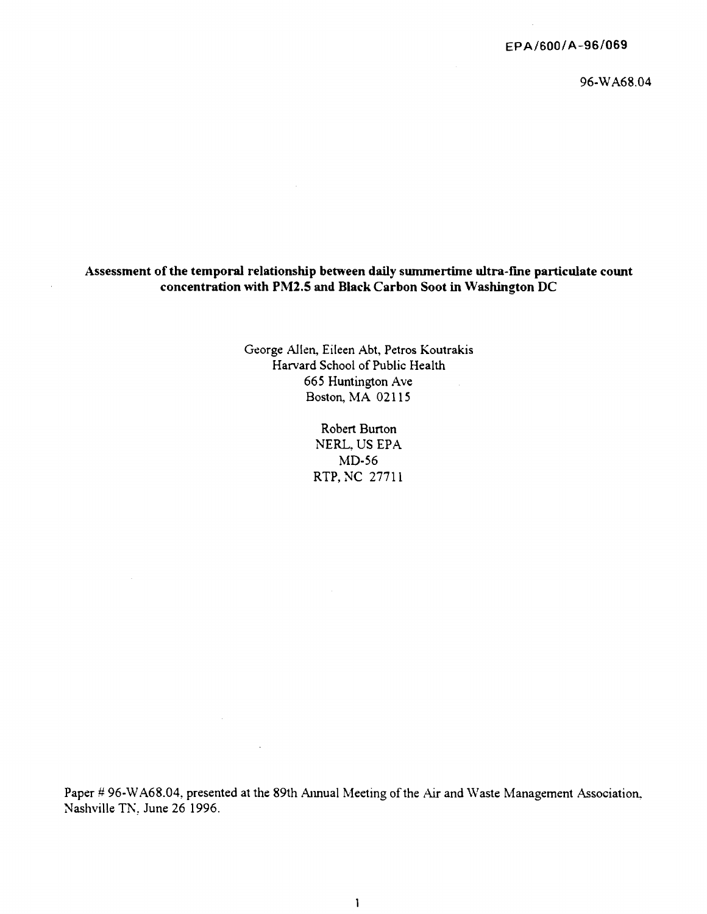EPA/600/A-96/069

96-WA68.04

# Assessment of the temporal relationship between daily summertime ultra-fine particulate count concentration with PM2.5 and Black Carbon Soot in Washington DC

George Allen, Eileen Abt, Petros Koutrakis
Harvard School of Public Health
665 Huntington Ave
Boston, MA 02115

Robert Burton
NERL, US EPA
MD-56
RTP, NC 27711

Paper # 96-WA68.04, presented at the 89th Annual Meeting of the Air and Waste Management Association, Nashville TN, June 26 1996.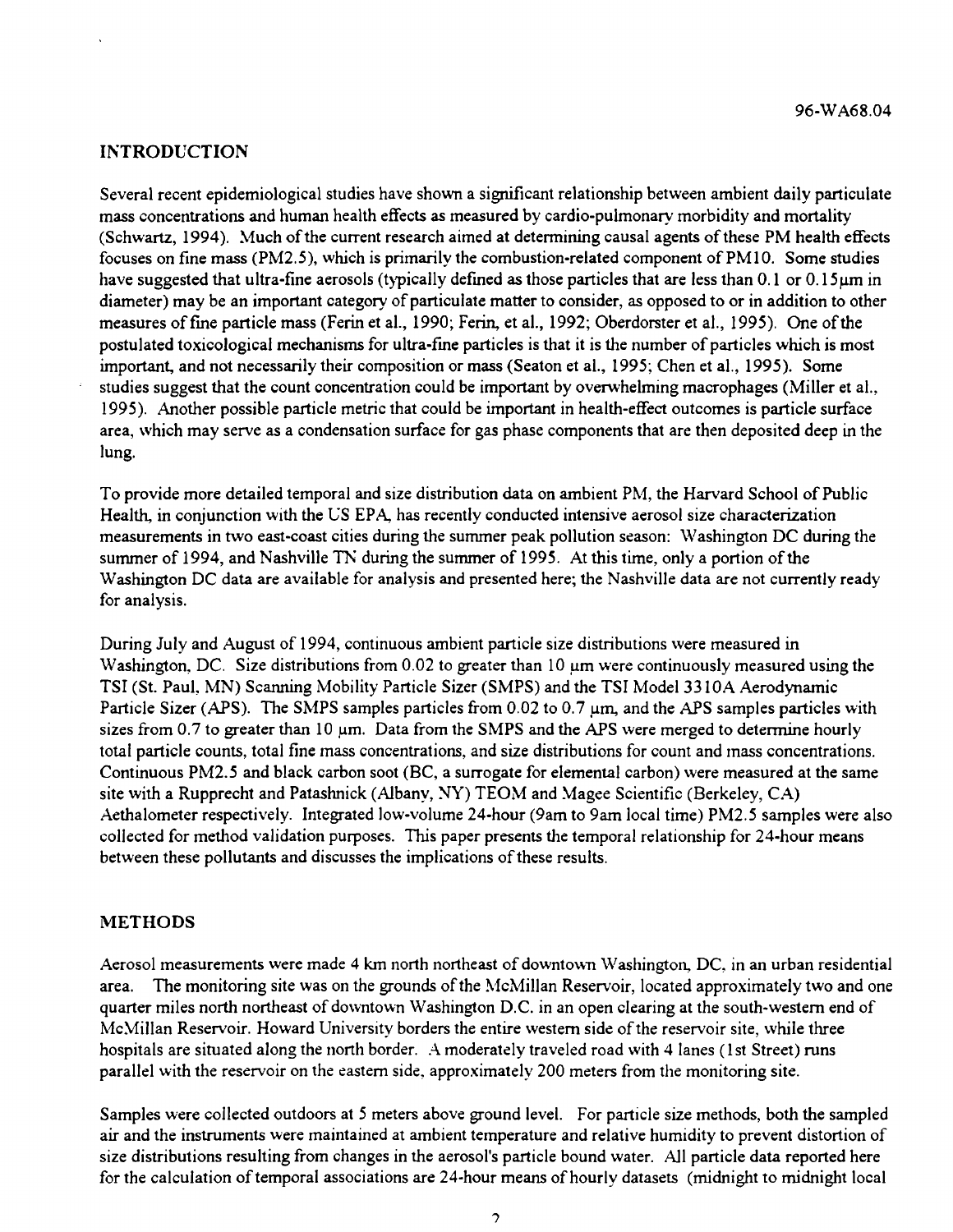## INTRODUCTION

Several recent epidemiological studies have shown a significant relationship between ambient daily particulate mass concentrations and human health effects as measured by cardio-pulmonary morbidity and mortality (Schwartz, 1994). Much of the current research aimed at determining causal agents of these PM health effects focuses on fine mass (PM2.5), which is primarily the combustion-related component of PM10. Some studies have suggested that ultra-fine aerosols (typically defined as those particles that are less than 0.1 or 0.15µm in diameter) may be an important category of particulate matter to consider, as opposed to or in addition to other measures of fine particle mass (Ferin et al., 1990; Ferin, et al., 1992; Oberdorster et al., 1995). One of the postulated toxicological mechanisms for ultra-fine particles is that it is the number of particles which is most important, and not necessarily their composition or mass (Seaton et al., 1995; Chen et al., 1995). Some studies suggest that the count concentration could be important by overwhelming macrophages (Miller et al., 1995). Another possible particle metric that could be important in health-effect outcomes is particle surface area, which may serve as a condensation surface for gas phase components that are then deposited deep in the lung.

To provide more detailed temporal and size distribution data on ambient PM, the Harvard School of Public Health, in conjunction with the US EPA, has recently conducted intensive aerosol size characterization measurements in two east-coast cities during the summer peak pollution season: Washington DC during the summer of 1994, and Nashville TN during the summer of 1995. At this time, only a portion of the Washington DC data are available for analysis and presented here; the Nashville data are not currently ready for analysis.

During July and August of 1994, continuous ambient particle size distributions were measured in Washington, DC. Size distributions from 0.02 to greater than 10 µm were continuously measured using the TSI (St. Paul, MN) Scanning Mobility Particle Sizer (SMPS) and the TSI Model 3310A Aerodynamic Particle Sizer (APS). The SMPS samples particles from 0.02 to 0.7 µm, and the APS samples particles with sizes from 0.7 to greater than 10 µm. Data from the SMPS and the APS were merged to determine hourly total particle counts, total fine mass concentrations, and size distributions for count and mass concentrations. Continuous PM2.5 and black carbon soot (BC, a surrogate for elemental carbon) were measured at the same site with a Rupprecht and Patashnick (Albany, NY) TEOM and Magee Scientific (Berkeley, CA) Aethalometer respectively. Integrated low-volume 24-hour (9am to 9am local time) PM2.5 samples were also collected for method validation purposes. This paper presents the temporal relationship for 24-hour means between these pollutants and discusses the implications of these results.

## METHODS

Aerosol measurements were made 4 km north northeast of downtown Washington, DC, in an urban residential area. The monitoring site was on the grounds of the McMillan Reservoir, located approximately two and one quarter miles north northeast of downtown Washington D.C. in an open clearing at the south-western end of McMillan Reservoir. Howard University borders the entire western side of the reservoir site, while three hospitals are situated along the north border. A moderately traveled road with 4 lanes (1st Street) runs parallel with the reservoir on the eastern side, approximately 200 meters from the monitoring site.

Samples were collected outdoors at 5 meters above ground level. For particle size methods, both the sampled air and the instruments were maintained at ambient temperature and relative humidity to prevent distortion of size distributions resulting from changes in the aerosol's particle bound water. All particle data reported here for the calculation of temporal associations are 24-hour means of hourly datasets (midnight to midnight local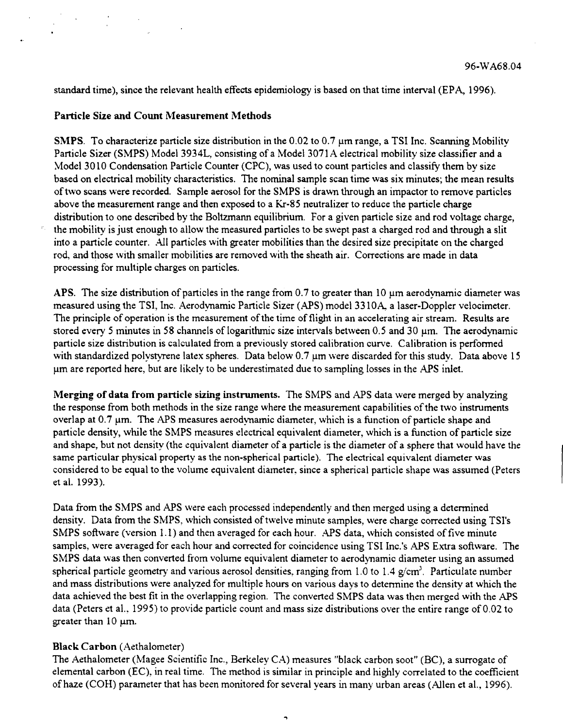standard time), since the relevant health effects epidemiology is based on that time interval (EPA, 1996).

## Particle Size and Count Measurement Methods

**SMPS.** To characterize particle size distribution in the 0.02 to 0.7 μm range, a TSI Inc. Scanning Mobility Particle Sizer (SMPS) Model 3934L, consisting of a Model 3071A electrical mobility size classifier and a Model 3010 Condensation Particle Counter (CPC), was used to count particles and classify them by size based on electrical mobility characteristics. The nominal sample scan time was six minutes; the mean results of two scans were recorded. Sample aerosol for the SMPS is drawn through an impactor to remove particles above the measurement range and then exposed to a Kr-85 neutralizer to reduce the particle charge distribution to one described by the Boltzmann equilibrium. For a given particle size and rod voltage charge, the mobility is just enough to allow the measured particles to be swept past a charged rod and through a slit into a particle counter. All particles with greater mobilities than the desired size precipitate on the charged rod, and those with smaller mobilities are removed with the sheath air. Corrections are made in data processing for multiple charges on particles.

**APS.** The size distribution of particles in the range from 0.7 to greater than 10 μm aerodynamic diameter was measured using the TSI, Inc. Aerodynamic Particle Sizer (APS) model 3310A, a laser-Doppler velocimeter. The principle of operation is the measurement of the time of flight in an accelerating air stream. Results are stored every 5 minutes in 58 channels of logarithmic size intervals between 0.5 and 30 μm. The aerodynamic particle size distribution is calculated from a previously stored calibration curve. Calibration is performed with standardized polystyrene latex spheres. Data below 0.7 μm were discarded for this study. Data above 15 μm are reported here, but are likely to be underestimated due to sampling losses in the APS inlet.

**Merging of data from particle sizing instruments.** The SMPS and APS data were merged by analyzing the response from both methods in the size range where the measurement capabilities of the two instruments overlap at 0.7 μm. The APS measures aerodynamic diameter, which is a function of particle shape and particle density, while the SMPS measures electrical equivalent diameter, which is a function of particle size and shape, but not density (the equivalent diameter of a particle is the diameter of a sphere that would have the same particular physical property as the non-spherical particle). The electrical equivalent diameter was considered to be equal to the volume equivalent diameter, since a spherical particle shape was assumed (Peters et al. 1993).

Data from the SMPS and APS were each processed independently and then merged using a determined density. Data from the SMPS, which consisted of twelve minute samples, were charge corrected using TSI's SMPS software (version 1.1) and then averaged for each hour. APS data, which consisted of five minute samples, were averaged for each hour and corrected for coincidence using TSI Inc.'s APS Extra software. The SMPS data was then converted from volume equivalent diameter to aerodynamic diameter using an assumed spherical particle geometry and various aerosol densities, ranging from 1.0 to 1.4 g/cm$^3$. Particulate number and mass distributions were analyzed for multiple hours on various days to determine the density at which the data achieved the best fit in the overlapping region. The converted SMPS data was then merged with the APS data (Peters et al., 1995) to provide particle count and mass size distributions over the entire range of 0.02 to greater than 10 μm.

**Black Carbon** (Aethalometer)

The Aethalometer (Magee Scientific Inc., Berkeley CA) measures "black carbon soot" (BC), a surrogate of elemental carbon (EC), in real time. The method is similar in principle and highly correlated to the coefficient of haze (COH) parameter that has been monitored for several years in many urban areas (Allen et al., 1996).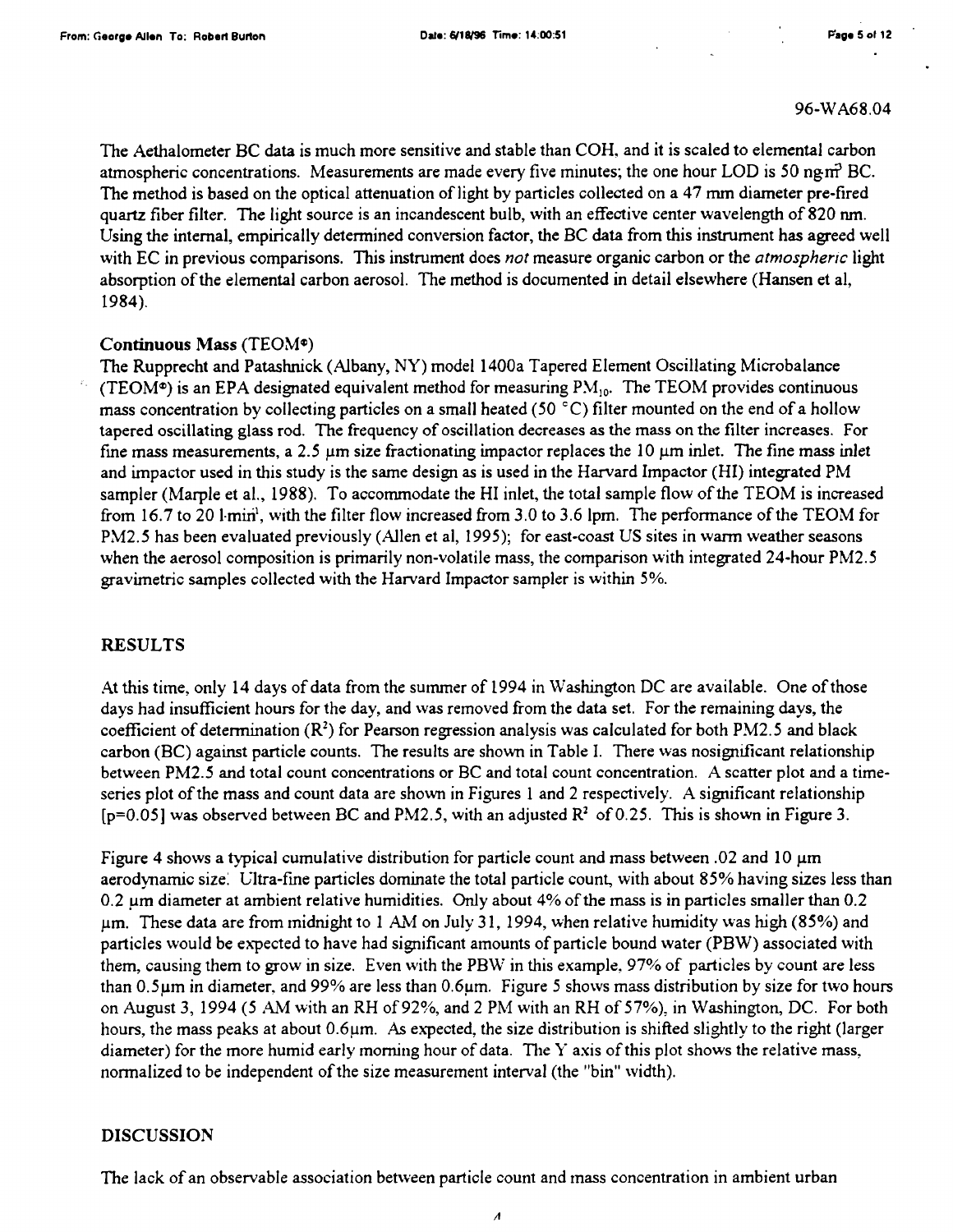96-WA68.04

The Aethalometer BC data is much more sensitive and stable than COH, and it is scaled to elemental carbon atmospheric concentrations. Measurements are made every five minutes; the one hour LOD is 50 ng·m$^{3}$ BC. The method is based on the optical attenuation of light by particles collected on a 47 mm diameter pre-fired quartz fiber filter. The light source is an incandescent bulb, with an effective center wavelength of 820 nm. Using the internal, empirically determined conversion factor, the BC data from this instrument has agreed well with EC in previous comparisons. This instrument does *not* measure organic carbon or the *atmospheric* light absorption of the elemental carbon aerosol. The method is documented in detail elsewhere (Hansen et al, 1984).

### Continuous Mass (TEOM®)

The Rupprecht and Patashnick (Albany, NY) model 1400a Tapered Element Oscillating Microbalance (TEOM®) is an EPA designated equivalent method for measuring $PM_{10}$. The TEOM provides continuous mass concentration by collecting particles on a small heated (50 °C) filter mounted on the end of a hollow tapered oscillating glass rod. The frequency of oscillation decreases as the mass on the filter increases. For fine mass measurements, a 2.5 µm size fractionating impactor replaces the 10 µm inlet. The fine mass inlet and impactor used in this study is the same design as is used in the Harvard Impactor (HI) integrated PM sampler (Marple et al., 1988). To accommodate the HI inlet, the total sample flow of the TEOM is increased from 16.7 to 20 l·min$^{-1}$, with the filter flow increased from 3.0 to 3.6 lpm. The performance of the TEOM for PM2.5 has been evaluated previously (Allen et al, 1995); for east-coast US sites in warm weather seasons when the aerosol composition is primarily non-volatile mass, the comparison with integrated 24-hour PM2.5 gravimetric samples collected with the Harvard Impactor sampler is within 5%.

## RESULTS

At this time, only 14 days of data from the summer of 1994 in Washington DC are available. One of those days had insufficient hours for the day, and was removed from the data set. For the remaining days, the coefficient of determination ($R^2$) for Pearson regression analysis was calculated for both PM2.5 and black carbon (BC) against particle counts. The results are shown in Table I. There was nosignificant relationship between PM2.5 and total count concentrations or BC and total count concentration. A scatter plot and a time-series plot of the mass and count data are shown in Figures 1 and 2 respectively. A significant relationship [$p=0.05$] was observed between BC and PM2.5, with an adjusted $R^2$ of 0.25. This is shown in Figure 3.

Figure 4 shows a typical cumulative distribution for particle count and mass between .02 and 10 µm aerodynamic size. Ultra-fine particles dominate the total particle count, with about 85% having sizes less than 0.2 µm diameter at ambient relative humidities. Only about 4% of the mass is in particles smaller than 0.2 µm. These data are from midnight to 1 AM on July 31, 1994, when relative humidity was high (85%) and particles would be expected to have had significant amounts of particle bound water (PBW) associated with them, causing them to grow in size. Even with the PBW in this example, 97% of particles by count are less than 0.5µm in diameter, and 99% are less than 0.6µm. Figure 5 shows mass distribution by size for two hours on August 3, 1994 (5 AM with an RH of 92%, and 2 PM with an RH of 57%), in Washington, DC. For both hours, the mass peaks at about 0.6µm. As expected, the size distribution is shifted slightly to the right (larger diameter) for the more humid early morning hour of data. The Y axis of this plot shows the relative mass, normalized to be independent of the size measurement interval (the "bin" width).

## DISCUSSION

The lack of an observable association between particle count and mass concentration in ambient urban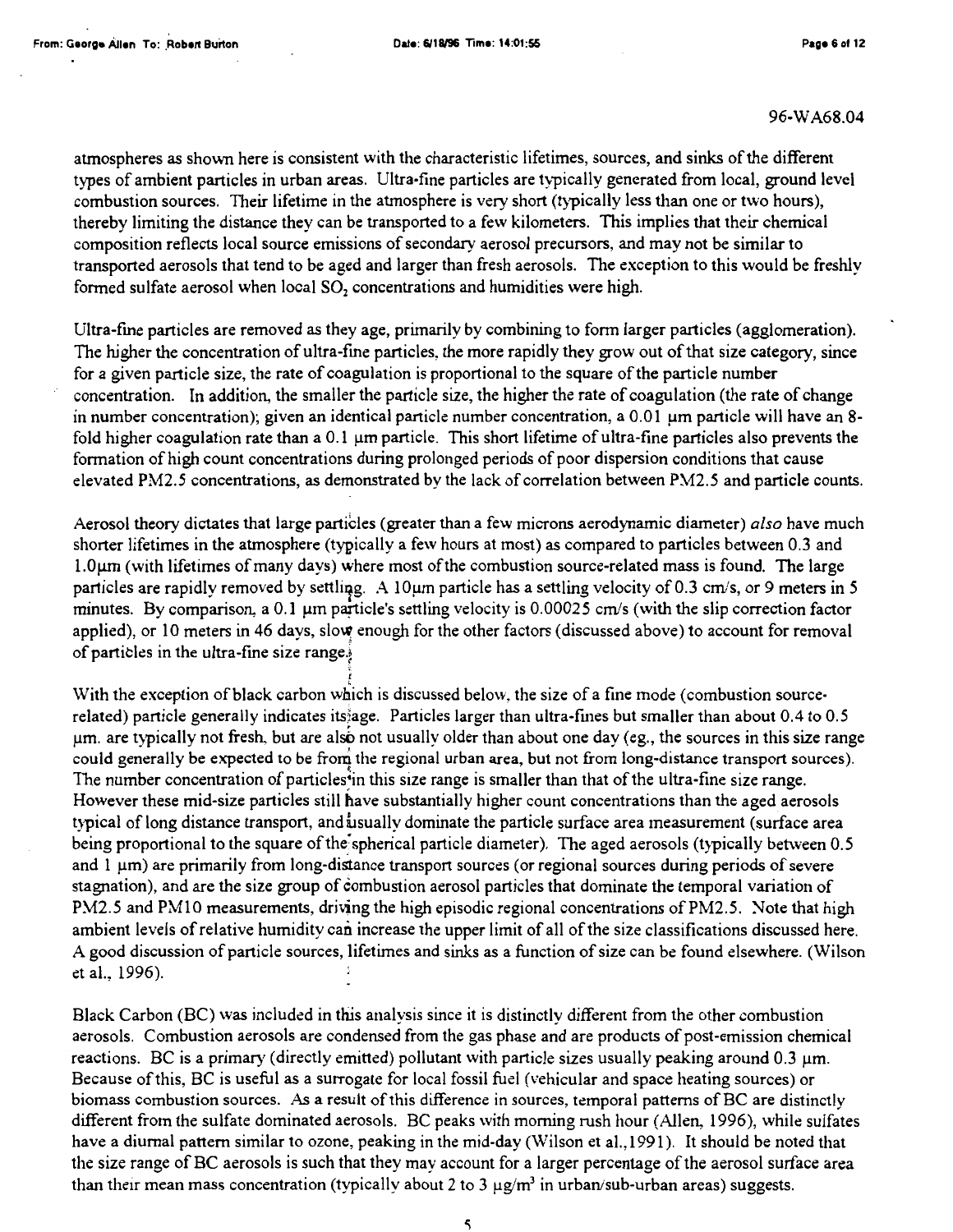atmospheres as shown here is consistent with the characteristic lifetimes, sources, and sinks of the different types of ambient particles in urban areas. Ultra-fine particles are typically generated from local, ground level combustion sources. Their lifetime in the atmosphere is very short (typically less than one or two hours), thereby limiting the distance they can be transported to a few kilometers. This implies that their chemical composition reflects local source emissions of secondary aerosol precursors, and may not be similar to transported aerosols that tend to be aged and larger than fresh aerosols. The exception to this would be freshly formed sulfate aerosol when local $SO_2$ concentrations and humidities were high.

Ultra-fine particles are removed as they age, primarily by combining to form larger particles (agglomeration). The higher the concentration of ultra-fine particles, the more rapidly they grow out of that size category, since for a given particle size, the rate of coagulation is proportional to the square of the particle number concentration. In addition, the smaller the particle size, the higher the rate of coagulation (the rate of change in number concentration); given an identical particle number concentration, a 0.01 µm particle will have an 8-fold higher coagulation rate than a 0.1 µm particle. This short lifetime of ultra-fine particles also prevents the formation of high count concentrations during prolonged periods of poor dispersion conditions that cause elevated PM2.5 concentrations, as demonstrated by the lack of correlation between PM2.5 and particle counts.

Aerosol theory dictates that large particles (greater than a few microns aerodynamic diameter) *also* have much shorter lifetimes in the atmosphere (typically a few hours at most) as compared to particles between 0.3 and 1.0µm (with lifetimes of many days) where most of the combustion source-related mass is found. The large particles are rapidly removed by settling. A 10µm particle has a settling velocity of 0.3 cm/s, or 9 meters in 5 minutes. By comparison, a 0.1 µm particle's settling velocity is 0.00025 cm/s (with the slip correction factor applied), or 10 meters in 46 days, slow enough for the other factors (discussed above) to account for removal of particles in the ultra-fine size range.

With the exception of black carbon which is discussed below, the size of a fine mode (combustion source-related) particle generally indicates its age. Particles larger than ultra-fines but smaller than about 0.4 to 0.5 µm. are typically not fresh, but are also not usually older than about one day (eg., the sources in this size range could generally be expected to be from the regional urban area, but not from long-distance transport sources). The number concentration of particles in this size range is smaller than that of the ultra-fine size range. However these mid-size particles still have substantially higher count concentrations than the aged aerosols typical of long distance transport, and usually dominate the particle surface area measurement (surface area being proportional to the square of the spherical particle diameter). The aged aerosols (typically between 0.5 and 1 µm) are primarily from long-distance transport sources (or regional sources during periods of severe stagnation), and are the size group of combustion aerosol particles that dominate the temporal variation of PM2.5 and PM10 measurements, driving the high episodic regional concentrations of PM2.5. Note that high ambient levels of relative humidity can increase the upper limit of all of the size classifications discussed here. A good discussion of particle sources, lifetimes and sinks as a function of size can be found elsewhere. (Wilson et al., 1996).

Black Carbon (BC) was included in this analysis since it is distinctly different from the other combustion aerosols. Combustion aerosols are condensed from the gas phase and are products of post-emission chemical reactions. BC is a primary (directly emitted) pollutant with particle sizes usually peaking around 0.3 µm. Because of this, BC is useful as a surrogate for local fossil fuel (vehicular and space heating sources) or biomass combustion sources. As a result of this difference in sources, temporal patterns of BC are distinctly different from the sulfate dominated aerosols. BC peaks with morning rush hour (Allen, 1996), while sulfates have a diurnal pattern similar to ozone, peaking in the mid-day (Wilson et al.,1991). It should be noted that the size range of BC aerosols is such that they may account for a larger percentage of the aerosol surface area than their mean mass concentration (typically about 2 to 3 $\mu g/m^3$ in urban/sub-urban areas) suggests.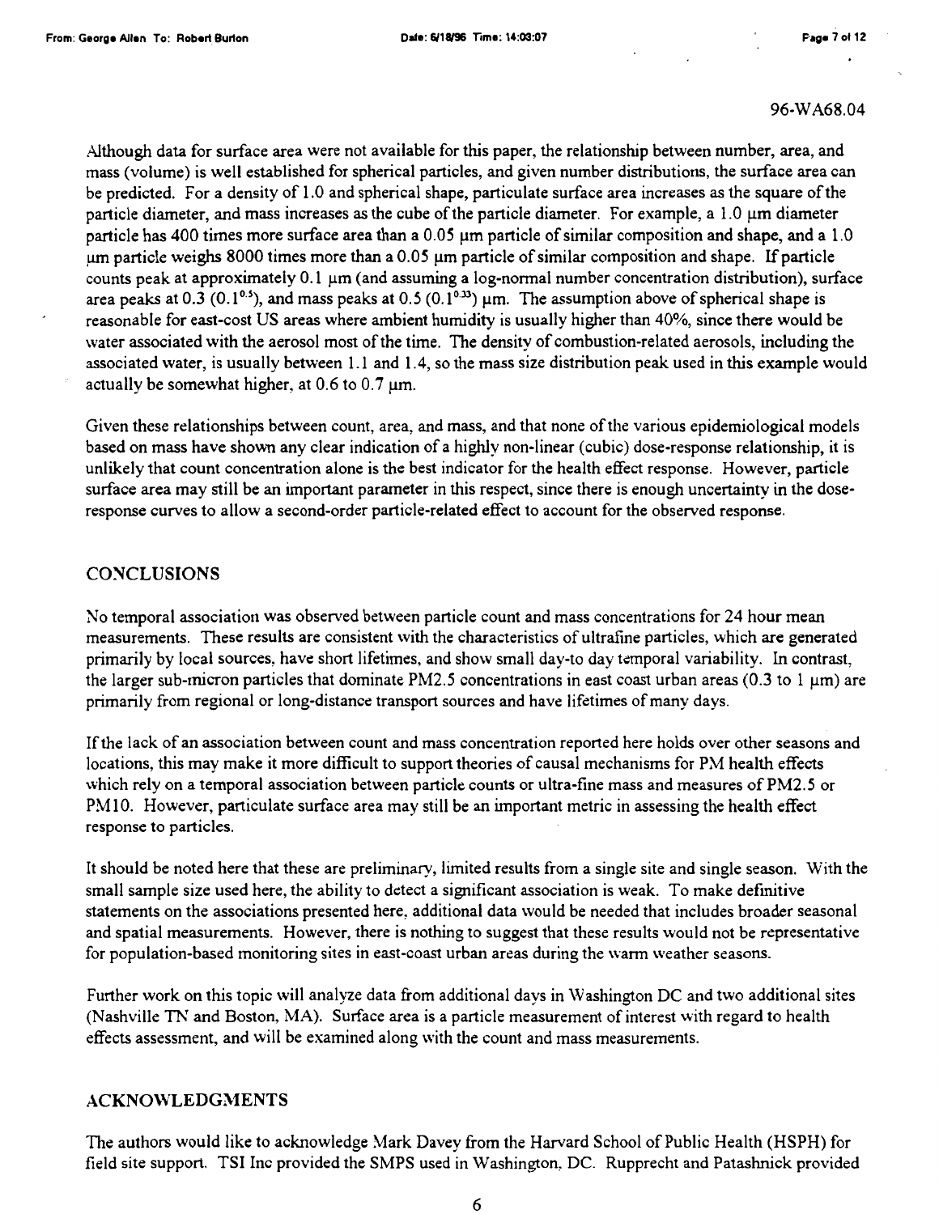Although data for surface area were not available for this paper, the relationship between number, area, and mass (volume) is well established for spherical particles, and given number distributions, the surface area can be predicted. For a density of 1.0 and spherical shape, particulate surface area increases as the square of the particle diameter, and mass increases as the cube of the particle diameter. For example, a 1.0 μm diameter particle has 400 times more surface area than a 0.05 μm particle of similar composition and shape, and a 1.0 μm particle weighs 8000 times more than a 0.05 μm particle of similar composition and shape. If particle counts peak at approximately 0.1 μm (and assuming a log-normal number concentration distribution), surface area peaks at 0.3 ($0.1^{0.5}$), and mass peaks at 0.5 ($0.1^{0.33}$) μm. The assumption above of spherical shape is reasonable for east-cost US areas where ambient humidity is usually higher than 40%, since there would be water associated with the aerosol most of the time. The density of combustion-related aerosols, including the associated water, is usually between 1.1 and 1.4, so the mass size distribution peak used in this example would actually be somewhat higher, at 0.6 to 0.7 μm.

Given these relationships between count, area, and mass, and that none of the various epidemiological models based on mass have shown any clear indication of a highly non-linear (cubic) dose-response relationship, it is unlikely that count concentration alone is the best indicator for the health effect response. However, particle surface area may still be an important parameter in this respect, since there is enough uncertainty in the dose-response curves to allow a second-order particle-related effect to account for the observed response.

## CONCLUSIONS

No temporal association was observed between particle count and mass concentrations for 24 hour mean measurements. These results are consistent with the characteristics of ultrafine particles, which are generated primarily by local sources, have short lifetimes, and show small day-to day temporal variability. In contrast, the larger sub-micron particles that dominate PM2.5 concentrations in east coast urban areas (0.3 to 1 μm) are primarily from regional or long-distance transport sources and have lifetimes of many days.

If the lack of an association between count and mass concentration reported here holds over other seasons and locations, this may make it more difficult to support theories of causal mechanisms for PM health effects which rely on a temporal association between particle counts or ultra-fine mass and measures of PM2.5 or PM10. However, particulate surface area may still be an important metric in assessing the health effect response to particles.

It should be noted here that these are preliminary, limited results from a single site and single season. With the small sample size used here, the ability to detect a significant association is weak. To make definitive statements on the associations presented here, additional data would be needed that includes broader seasonal and spatial measurements. However, there is nothing to suggest that these results would not be representative for population-based monitoring sites in east-coast urban areas during the warm weather seasons.

Further work on this topic will analyze data from additional days in Washington DC and two additional sites (Nashville TN and Boston, MA). Surface area is a particle measurement of interest with regard to health effects assessment, and will be examined along with the count and mass measurements.

## ACKNOWLEDGMENTS

The authors would like to acknowledge Mark Davey from the Harvard School of Public Health (HSPH) for field site support. TSI Inc provided the SMPS used in Washington, DC. Rupprecht and Patashnick provided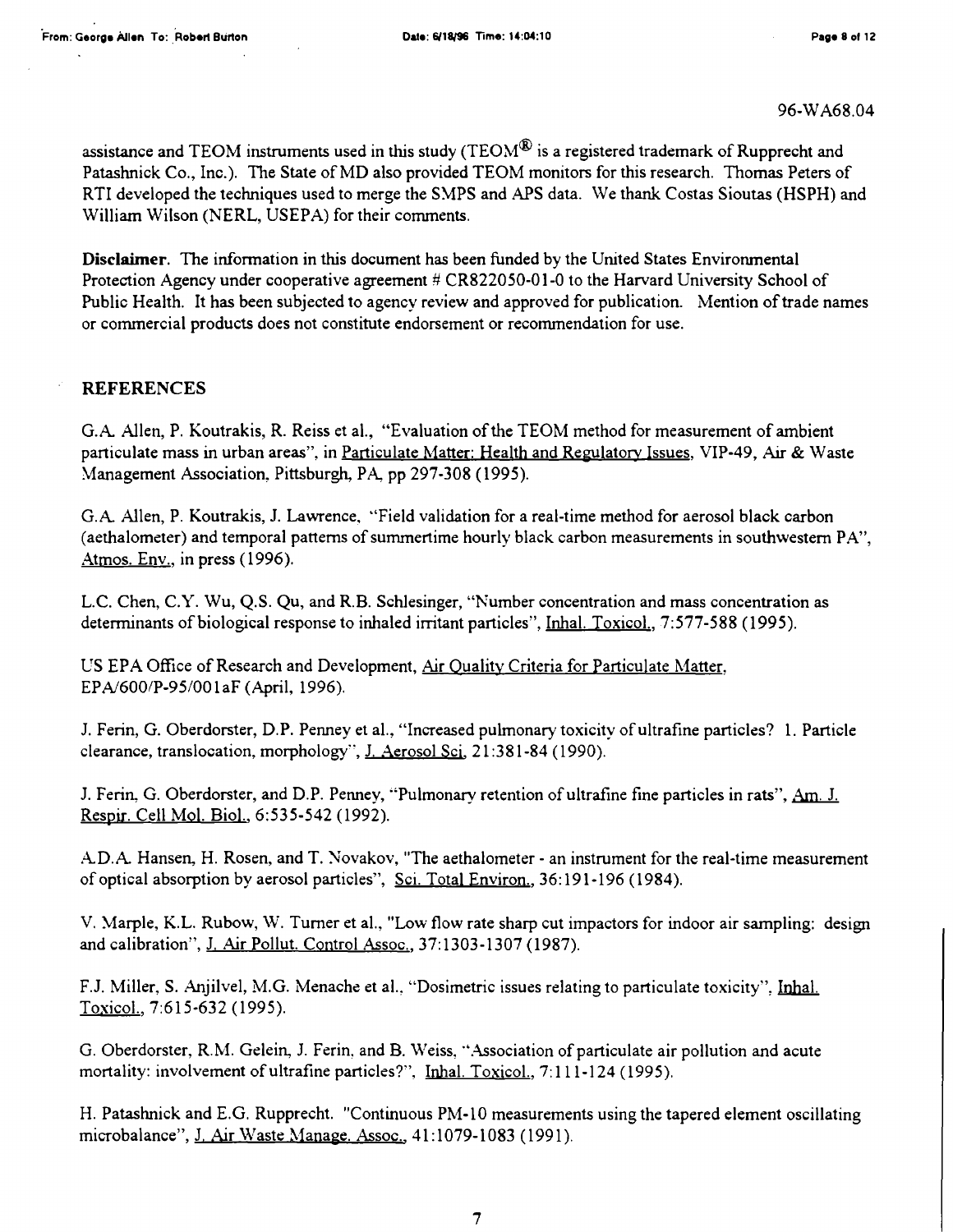96-WA68.04

assistance and TEOM instruments used in this study (TEOM® is a registered trademark of Rupprecht and Patashnick Co., Inc.). The State of MD also provided TEOM monitors for this research. Thomas Peters of RTI developed the techniques used to merge the SMPS and APS data. We thank Costas Sioutas (HSPH) and William Wilson (NERL, USEPA) for their comments.

**Disclaimer.** The information in this document has been funded by the United States Environmental Protection Agency under cooperative agreement # CR822050-01-0 to the Harvard University School of Public Health. It has been subjected to agency review and approved for publication. Mention of trade names or commercial products does not constitute endorsement or recommendation for use.

## REFERENCES

G.A. Allen, P. Koutrakis, R. Reiss et al., "Evaluation of the TEOM method for measurement of ambient particulate mass in urban areas", in Particulate Matter: Health and Regulatory Issues, VIP-49, Air & Waste Management Association, Pittsburgh, PA, pp 297-308 (1995).

G.A. Allen, P. Koutrakis, J. Lawrence, "Field validation for a real-time method for aerosol black carbon (aethalometer) and temporal patterns of summertime hourly black carbon measurements in southwestern PA", Atmos. Env., in press (1996).

L.C. Chen, C.Y. Wu, Q.S. Qu, and R.B. Schlesinger, "Number concentration and mass concentration as determinants of biological response to inhaled irritant particles", Inhal. Toxicol., 7:577-588 (1995).

US EPA Office of Research and Development, Air Quality Criteria for Particulate Matter, EPA/600/P-95/001aF (April, 1996).

J. Ferin, G. Oberdorster, D.P. Penney et al., "Increased pulmonary toxicity of ultrafine particles? 1. Particle clearance, translocation, morphology", J. Aerosol Sci, 21:381-84 (1990).

J. Ferin, G. Oberdorster, and D.P. Penney, "Pulmonary retention of ultrafine fine particles in rats", Am. J. Respir. Cell Mol. Biol., 6:535-542 (1992).

A.D.A. Hansen, H. Rosen, and T. Novakov, "The aethalometer - an instrument for the real-time measurement of optical absorption by aerosol particles", Sci. Total Environ., 36:191-196 (1984).

V. Marple, K.L. Rubow, W. Turner et al., "Low flow rate sharp cut impactors for indoor air sampling: design and calibration", J. Air Pollut. Control Assoc., 37:1303-1307 (1987).

F.J. Miller, S. Anjilvel, M.G. Menache et al., "Dosimetric issues relating to particulate toxicity", Inhal. Toxicol., 7:615-632 (1995).

G. Oberdorster, R.M. Gelein, J. Ferin, and B. Weiss, "Association of particulate air pollution and acute mortality: involvement of ultrafine particles?", Inhal. Toxicol., 7:111-124 (1995).

H. Patashnick and E.G. Rupprecht. "Continuous PM-10 measurements using the tapered element oscillating microbalance", J. Air Waste Manage. Assoc., 41:1079-1083 (1991).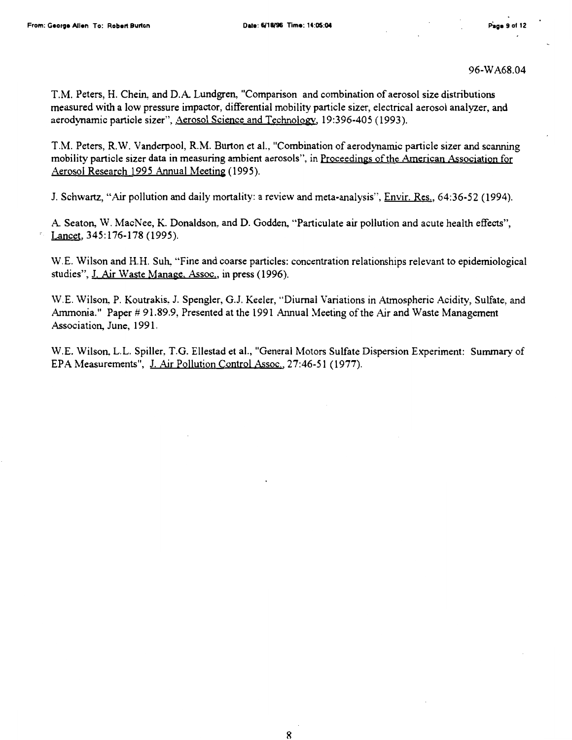T.M. Peters, H. Chein, and D.A. Lundgren, "Comparison and combination of aerosol size distributions measured with a low pressure impactor, differential mobility particle sizer, electrical aerosol analyzer, and aerodynamic particle sizer", Aerosol Science and Technology, 19:396-405 (1993).

T.M. Peters, R.W. Vanderpool, R.M. Burton et al., "Combination of aerodynamic particle sizer and scanning mobility particle sizer data in measuring ambient aerosols", in Proceedings of the American Association for Aerosol Research 1995 Annual Meeting (1995).

J. Schwartz, "Air pollution and daily mortality: a review and meta-analysis", Envir. Res., 64:36-52 (1994).

A. Seaton, W. MacNee, K. Donaldson, and D. Godden, "Particulate air pollution and acute health effects", Lancet, 345:176-178 (1995).

W.E. Wilson and H.H. Suh, "Fine and coarse particles: concentration relationships relevant to epidemiological studies", J. Air Waste Manage. Assoc., in press (1996).

W.E. Wilson, P. Koutrakis, J. Spengler, G.J. Keeler, "Diurnal Variations in Atmospheric Acidity, Sulfate, and Ammonia." Paper # 91.89.9, Presented at the 1991 Annual Meeting of the Air and Waste Management Association, June, 1991.

W.E. Wilson, L.L. Spiller, T.G. Ellestad et al., "General Motors Sulfate Dispersion Experiment: Summary of EPA Measurements", J. Air Pollution Control Assoc., 27:46-51 (1977).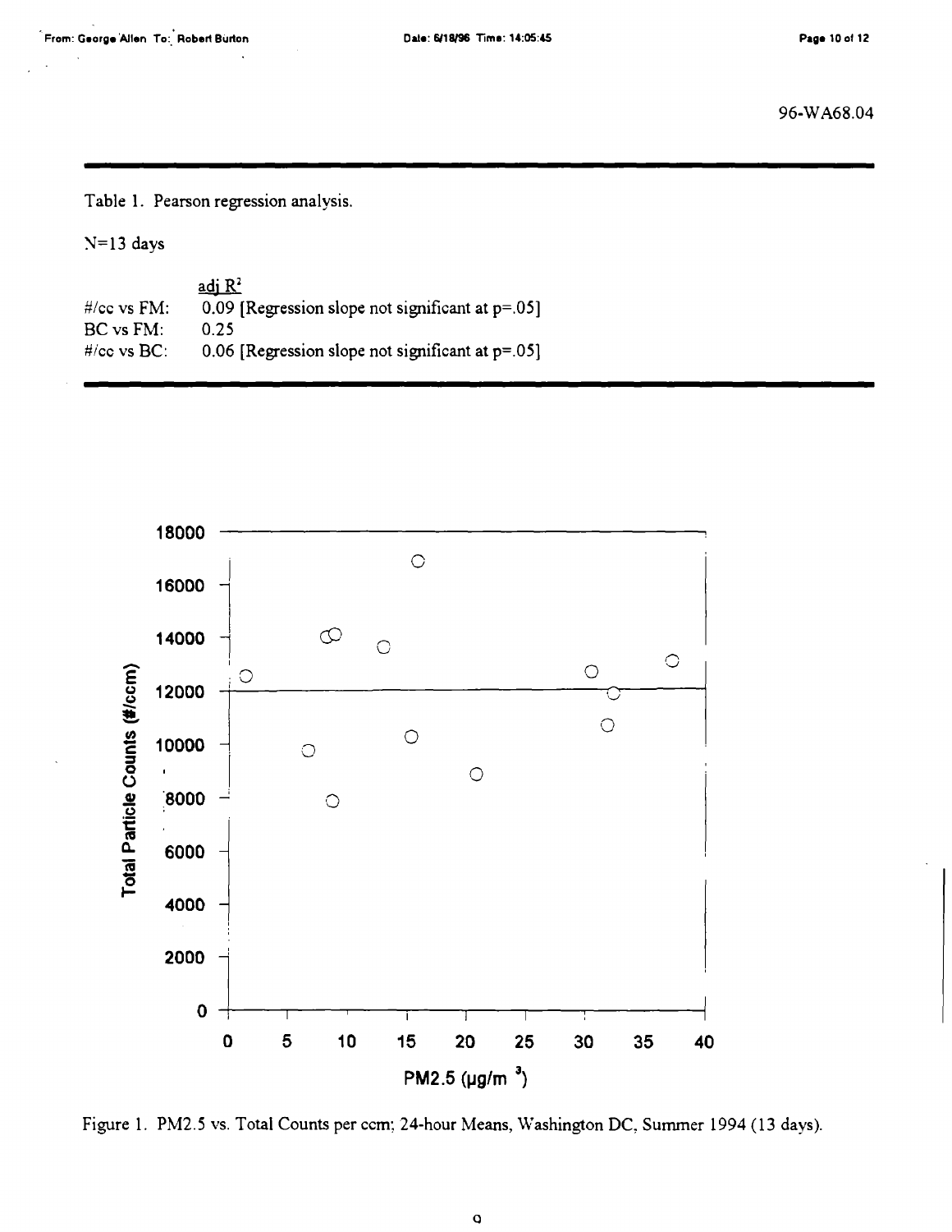96-WA68.04

Table 1. Pearson regression analysis.

N=13 days

| | adj $R^2$ |
|---|---|
| #/cc vs FM: | 0.09 [Regression slope not significant at p=.05] |
| BC vs FM: | 0.25 |
| #/cc vs BC: | 0.06 [Regression slope not significant at p=.05] |

Figure 1. PM2.5 vs. Total Counts per ccm; 24-hour Means, Washington DC, Summer 1994 (13 days).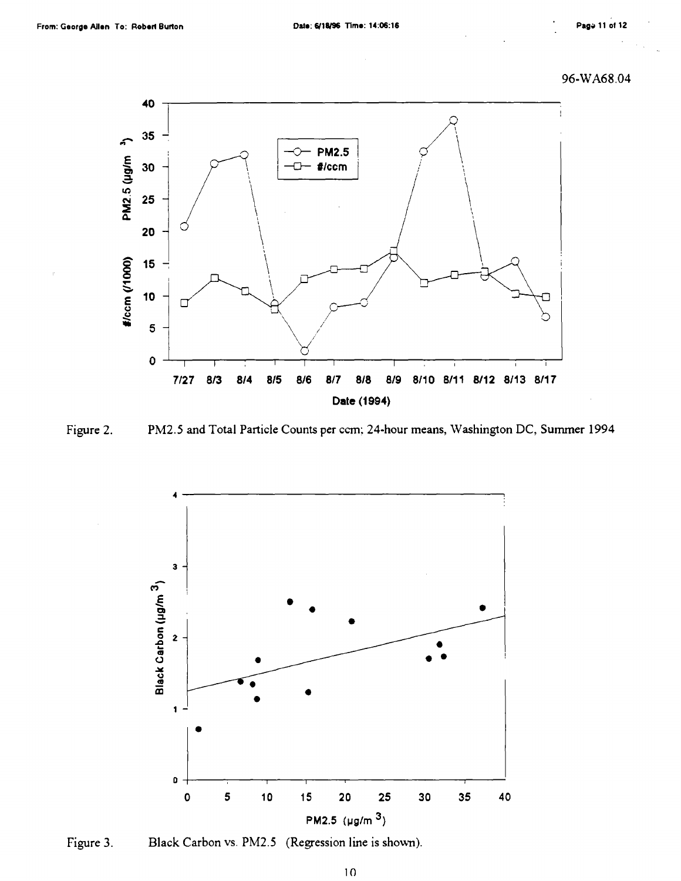96-WA68.04

Figure 2. PM2.5 and Total Particle Counts per ccm; 24-hour means, Washington DC, Summer 1994

Figure 3. Black Carbon vs. PM2.5 (Regression line is shown).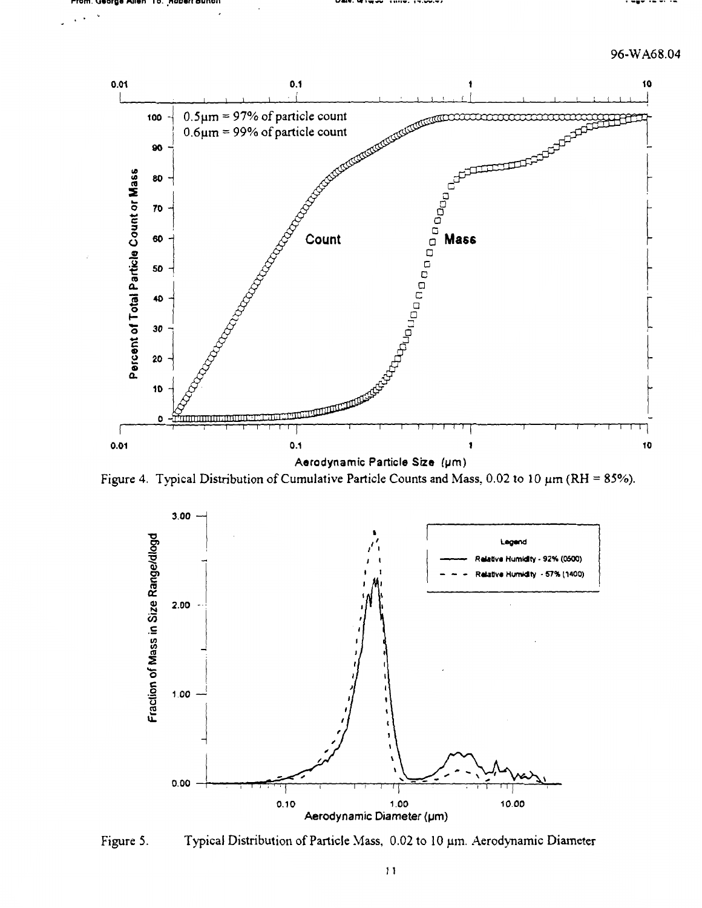96-WA68.04

0.01 0.1 1 10

0.5μm = 97% of particle count
0.6μm = 99% of particle count

Percent of Total Particle Count or Mass

100 90 80 70 60 50 40 30 20 10 0

Count

Mass

0.01 0.1 1 10

Aerodynamic Particle Size (μm)

Figure 4. Typical Distribution of Cumulative Particle Counts and Mass, 0.02 to 10 μm (RH = 85%).

Fraction of Mass in Size Range/dlogd

3.00 2.00 1.00 0.00

Legend
Relative Humidity - 92% (0500)
Relative Humidity - 57% (1400)

0.10 1.00 10.00

Aerodynamic Diameter (μm)

Figure 5. Typical Distribution of Particle Mass, 0.02 to 10 μm. Aerodynamic Diameter